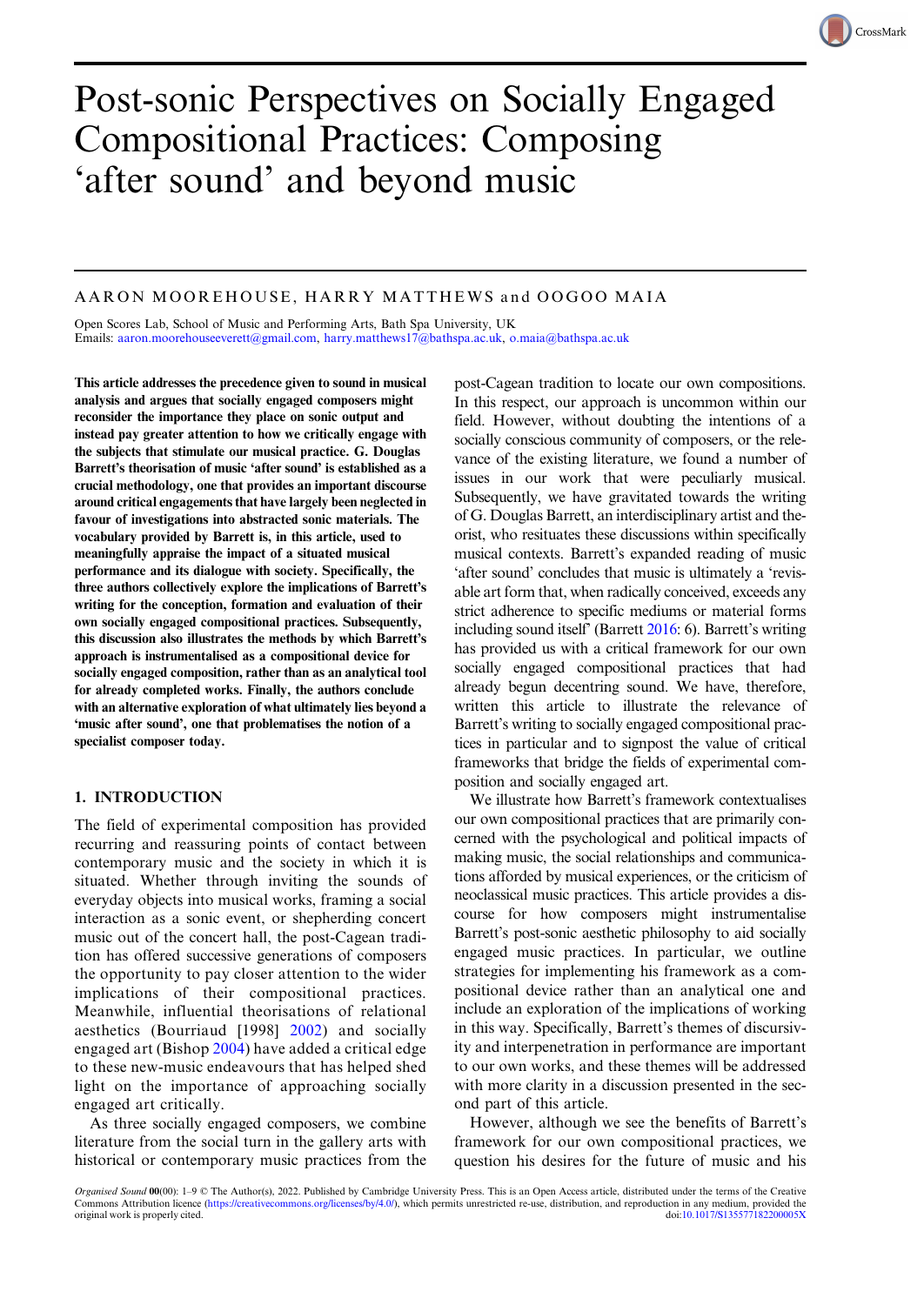# Post-sonic Perspectives on Socially Engaged Compositional Practices: Composing 'after sound' and beyond music

AARON MOOREHOUSE, HARRY MATTHEWS and OOGOO MAIA

Open Scores Lab, School of Music and Performing Arts, Bath Spa University, UK
Emails: aaron.moorehouseeverett@gmail.com, harry.matthews17@bathspa.ac.uk, o.maia@bathspa.ac.uk

**This article addresses the precedence given to sound in musical analysis and argues that socially engaged composers might reconsider the importance they place on sonic output and instead pay greater attention to how we critically engage with the subjects that stimulate our musical practice. G. Douglas Barrett's theorisation of music 'after sound' is established as a crucial methodology, one that provides an important discourse around critical engagements that have largely been neglected in favour of investigations into abstracted sonic materials. The vocabulary provided by Barrett is, in this article, used to meaningfully appraise the impact of a situated musical performance and its dialogue with society. Specifically, the three authors collectively explore the implications of Barrett's writing for the conception, formation and evaluation of their own socially engaged compositional practices. Subsequently, this discussion also illustrates the methods by which Barrett's approach is instrumentalised as a compositional device for socially engaged composition, rather than as an analytical tool for already completed works. Finally, the authors conclude with an alternative exploration of what ultimately lies beyond a 'music after sound', one that problematises the notion of a specialist composer today.**

## 1. INTRODUCTION

The field of experimental composition has provided recurring and reassuring points of contact between contemporary music and the society in which it is situated. Whether through inviting the sounds of everyday objects into musical works, framing a social interaction as a sonic event, or shepherding concert music out of the concert hall, the post-Cagean tradition has offered successive generations of composers the opportunity to pay closer attention to the wider implications of their compositional practices. Meanwhile, influential theorisations of relational aesthetics (Bourriaud [1998] 2002) and socially engaged art (Bishop 2004) have added a critical edge to these new-music endeavours that has helped shed light on the importance of approaching socially engaged art critically.

As three socially engaged composers, we combine literature from the social turn in the gallery arts with historical or contemporary music practices from the post-Cagean tradition to locate our own compositions. In this respect, our approach is uncommon within our field. However, without doubting the intentions of a socially conscious community of composers, or the relevance of the existing literature, we found a number of issues in our work that were peculiarly musical. Subsequently, we have gravitated towards the writing of G. Douglas Barrett, an interdisciplinary artist and theorist, who resituates these discussions within specifically musical contexts. Barrett's expanded reading of music 'after sound' concludes that music is ultimately a 'revisable art form that, when radically conceived, exceeds any strict adherence to specific mediums or material forms including sound itself' (Barrett 2016: 6). Barrett's writing has provided us with a critical framework for our own socially engaged compositional practices that had already begun decentring sound. We have, therefore, written this article to illustrate the relevance of Barrett's writing to socially engaged compositional practices in particular and to signpost the value of critical frameworks that bridge the fields of experimental composition and socially engaged art.

We illustrate how Barrett's framework contextualises our own compositional practices that are primarily concerned with the psychological and political impacts of making music, the social relationships and communications afforded by musical experiences, or the criticism of neoclassical music practices. This article provides a discourse for how composers might instrumentalise Barrett's post-sonic aesthetic philosophy to aid socially engaged music practices. In particular, we outline strategies for implementing his framework as a compositional device rather than an analytical one and include an exploration of the implications of working in this way. Specifically, Barrett's themes of discursivity and interpenetration in performance are important to our own works, and these themes will be addressed with more clarity in a discussion presented in the second part of this article.

However, although we see the benefits of Barrett's framework for our own compositional practices, we question his desires for the future of music and his

*Organised Sound* 00(00): 1–9 © The Author(s), 2022. Published by Cambridge University Press. This is an Open Access article, distributed under the terms of the Creative Commons Attribution licence (https://creativecommons.org/licenses/by/4.0/), which permits unrestricted re-use, distribution, and reproduction in any medium, provided the original work is properly cited. doi:10.1017/S135577182200005X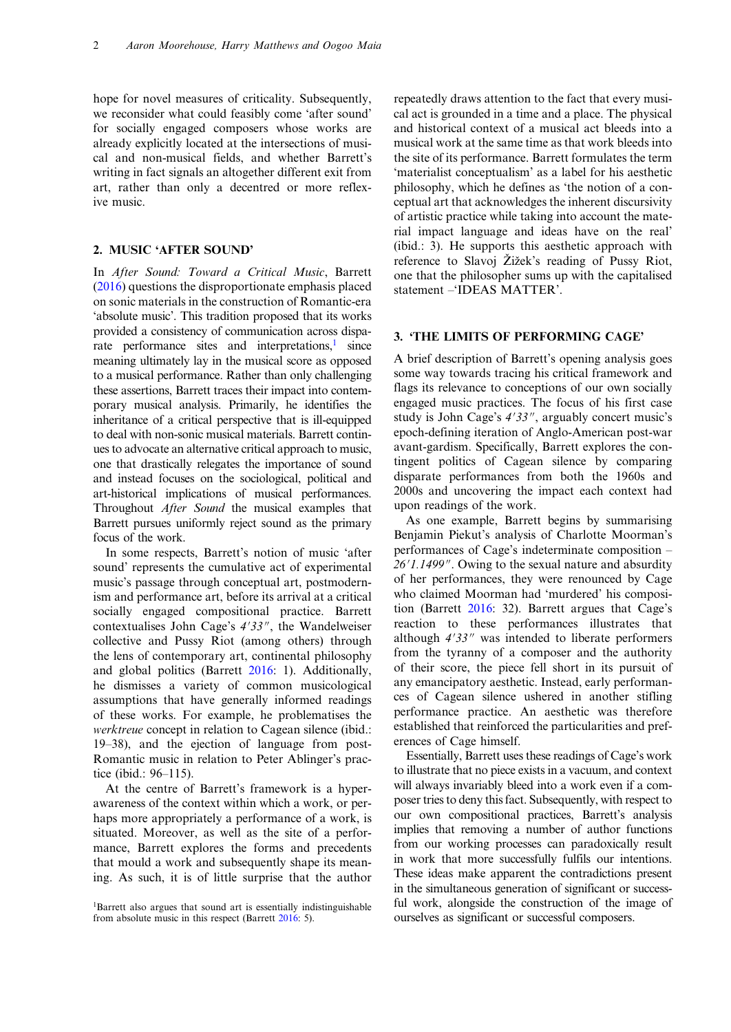hope for novel measures of criticality. Subsequently, we reconsider what could feasibly come 'after sound' for socially engaged composers whose works are already explicitly located at the intersections of musical and non-musical fields, and whether Barrett's writing in fact signals an altogether different exit from art, rather than only a decentred or more reflexive music.

## 2. MUSIC 'AFTER SOUND'

In *After Sound: Toward a Critical Music*, Barrett (2016) questions the disproportionate emphasis placed on sonic materials in the construction of Romantic-era 'absolute music'. This tradition proposed that its works provided a consistency of communication across disparate performance sites and interpretations,[1] since meaning ultimately lay in the musical score as opposed to a musical performance. Rather than only challenging these assertions, Barrett traces their impact into contemporary musical analysis. Primarily, he identifies the inheritance of a critical perspective that is ill-equipped to deal with non-sonic musical materials. Barrett continues to advocate an alternative critical approach to music, one that drastically relegates the importance of sound and instead focuses on the sociological, political and art-historical implications of musical performances. Throughout *After Sound* the musical examples that Barrett pursues uniformly reject sound as the primary focus of the work.

In some respects, Barrett's notion of music 'after sound' represents the cumulative act of experimental music's passage through conceptual art, postmodernism and performance art, before its arrival at a critical socially engaged compositional practice. Barrett contextualises John Cage's *4′33″*, the Wandelweiser collective and Pussy Riot (among others) through the lens of contemporary art, continental philosophy and global politics (Barrett 2016: 1). Additionally, he dismisses a variety of common musicological assumptions that have generally informed readings of these works. For example, he problematises the *werktreue* concept in relation to Cagean silence (ibid.: 19–38), and the ejection of language from post-Romantic music in relation to Peter Ablinger's practice (ibid.: 96–115).

At the centre of Barrett's framework is a hyper-awareness of the context within which a work, or perhaps more appropriately a performance of a work, is situated. Moreover, as well as the site of a performance, Barrett explores the forms and precedents that mould a work and subsequently shape its meaning. As such, it is of little surprise that the author repeatedly draws attention to the fact that every musical act is grounded in a time and a place. The physical and historical context of a musical act bleeds into a musical work at the same time as that work bleeds into the site of its performance. Barrett formulates the term 'materialist conceptualism' as a label for his aesthetic philosophy, which he defines as 'the notion of a conceptual art that acknowledges the inherent discursivity of artistic practice while taking into account the material impact language and ideas have on the real' (ibid.: 3). He supports this aesthetic approach with reference to Slavoj Žižek's reading of Pussy Riot, one that the philosopher sums up with the capitalised statement –'IDEAS MATTER'.

## 3. 'THE LIMITS OF PERFORMING CAGE'

A brief description of Barrett's opening analysis goes some way towards tracing his critical framework and flags its relevance to conceptions of our own socially engaged music practices. The focus of his first case study is John Cage's *4′33″*, arguably concert music's epoch-defining iteration of Anglo-American post-war avant-gardism. Specifically, Barrett explores the contingent politics of Cagean silence by comparing disparate performances from both the 1960s and 2000s and uncovering the impact each context had upon readings of the work.

As one example, Barrett begins by summarising Benjamin Piekut's analysis of Charlotte Moorman's performances of Cage's indeterminate composition – *26′1.1499″*. Owing to the sexual nature and absurdity of her performances, they were renounced by Cage who claimed Moorman had 'murdered' his composition (Barrett 2016: 32). Barrett argues that Cage's reaction to these performances illustrates that although *4′33″* was intended to liberate performers from the tyranny of a composer and the authority of their score, the piece fell short in its pursuit of any emancipatory aesthetic. Instead, early performances of Cagean silence ushered in another stifling performance practice. An aesthetic was therefore established that reinforced the particularities and preferences of Cage himself.

Essentially, Barrett uses these readings of Cage's work to illustrate that no piece exists in a vacuum, and context will always invariably bleed into a work even if a composer tries to deny this fact. Subsequently, with respect to our own compositional practices, Barrett's analysis implies that removing a number of author functions from our working processes can paradoxically result in work that more successfully fulfils our intentions. These ideas make apparent the contradictions present in the simultaneous generation of significant or successful work, alongside the construction of the image of ourselves as significant or successful composers.

[1]Barrett also argues that sound art is essentially indistinguishable from absolute music in this respect (Barrett 2016: 5).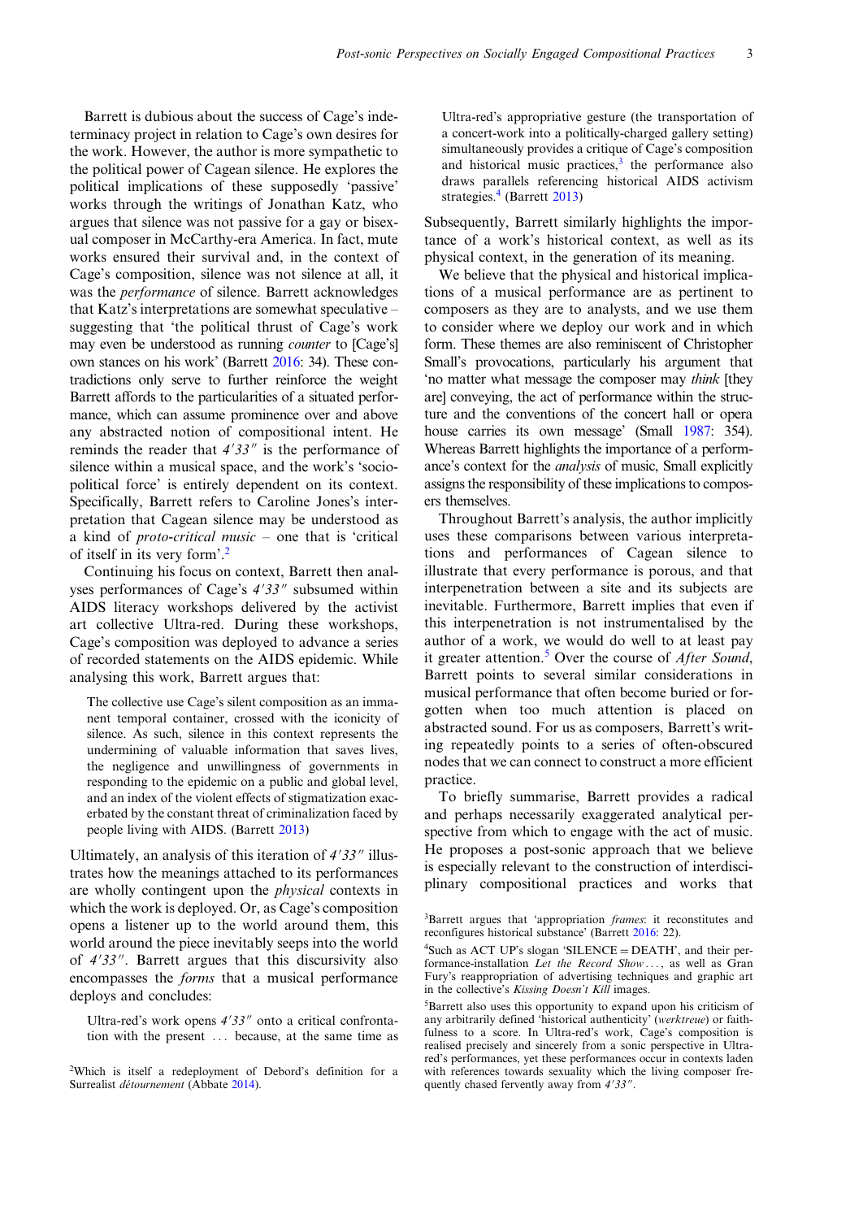Barrett is dubious about the success of Cage's indeterminacy project in relation to Cage's own desires for the work. However, the author is more sympathetic to the political power of Cagean silence. He explores the political implications of these supposedly 'passive' works through the writings of Jonathan Katz, who argues that silence was not passive for a gay or bisexual composer in McCarthy-era America. In fact, mute works ensured their survival and, in the context of Cage's composition, silence was not silence at all, it was the *performance* of silence. Barrett acknowledges that Katz's interpretations are somewhat speculative – suggesting that 'the political thrust of Cage's work may even be understood as running *counter* to [Cage's] own stances on his work' (Barrett 2016: 34). These contradictions only serve to further reinforce the weight Barrett affords to the particularities of a situated performance, which can assume prominence over and above any abstracted notion of compositional intent. He reminds the reader that *4′33″* is the performance of silence within a musical space, and the work's 'sociopolitical force' is entirely dependent on its context. Specifically, Barrett refers to Caroline Jones's interpretation that Cagean silence may be understood as a kind of *proto-critical music* – one that is 'critical of itself in its very form'.[2]

Continuing his focus on context, Barrett then analyses performances of Cage's *4′33″* subsumed within AIDS literacy workshops delivered by the activist art collective Ultra-red. During these workshops, Cage's composition was deployed to advance a series of recorded statements on the AIDS epidemic. While analysing this work, Barrett argues that:

> The collective use Cage's silent composition as an immanent temporal container, crossed with the iconicity of silence. As such, silence in this context represents the undermining of valuable information that saves lives, the negligence and unwillingness of governments in responding to the epidemic on a public and global level, and an index of the violent effects of stigmatization exacerbated by the constant threat of criminalization faced by people living with AIDS. (Barrett 2013)

Ultimately, an analysis of this iteration of *4′33″* illustrates how the meanings attached to its performances are wholly contingent upon the *physical* contexts in which the work is deployed. Or, as Cage's composition opens a listener up to the world around them, this world around the piece inevitably seeps into the world of *4′33″*. Barrett argues that this discursivity also encompasses the *forms* that a musical performance deploys and concludes:

> Ultra-red's work opens *4′33″* onto a critical confrontation with the present … because, at the same time as Ultra-red's appropriative gesture (the transportation of a concert-work into a politically-charged gallery setting) simultaneously provides a critique of Cage's composition and historical music practices,[3] the performance also draws parallels referencing historical AIDS activism strategies.[4] (Barrett 2013)

Subsequently, Barrett similarly highlights the importance of a work's historical context, as well as its physical context, in the generation of its meaning.

We believe that the physical and historical implications of a musical performance are as pertinent to composers as they are to analysts, and we use them to consider where we deploy our work and in which form. These themes are also reminiscent of Christopher Small's provocations, particularly his argument that 'no matter what message the composer may *think* [they are] conveying, the act of performance within the structure and the conventions of the concert hall or opera house carries its own message' (Small 1987: 354). Whereas Barrett highlights the importance of a performance's context for the *analysis* of music, Small explicitly assigns the responsibility of these implications to composers themselves.

Throughout Barrett's analysis, the author implicitly uses these comparisons between various interpretations and performances of Cagean silence to illustrate that every performance is porous, and that interpenetration between a site and its subjects are inevitable. Furthermore, Barrett implies that even if this interpenetration is not instrumentalised by the author of a work, we would do well to at least pay it greater attention.[5] Over the course of *After Sound*, Barrett points to several similar considerations in musical performance that often become buried or forgotten when too much attention is placed on abstracted sound. For us as composers, Barrett's writing repeatedly points to a series of often-obscured nodes that we can connect to construct a more efficient practice.

To briefly summarise, Barrett provides a radical and perhaps necessarily exaggerated analytical perspective from which to engage with the act of music. He proposes a post-sonic approach that we believe is especially relevant to the construction of interdisciplinary compositional practices and works that

[2]Which is itself a redeployment of Debord's definition for a Surrealist *détournement* (Abbate 2014).

[3]Barrett argues that 'appropriation *frames*: it reconstitutes and reconfigures historical substance' (Barrett 2016: 22).

[4]Such as ACT UP's slogan 'SILENCE = DEATH', and their performance-installation *Let the Record Show…*, as well as Gran Fury's reappropriation of advertising techniques and graphic art in the collective's *Kissing Doesn't Kill* images.

[5]Barrett also uses this opportunity to expand upon his criticism of any arbitrarily defined 'historical authenticity' (*werktreue*) or faithfulness to a score. In Ultra-red's work, Cage's composition is realised precisely and sincerely from a sonic perspective in Ultra-red's performances, yet these performances occur in contexts laden with references towards sexuality which the living composer frequently chased fervently away from *4′33″*.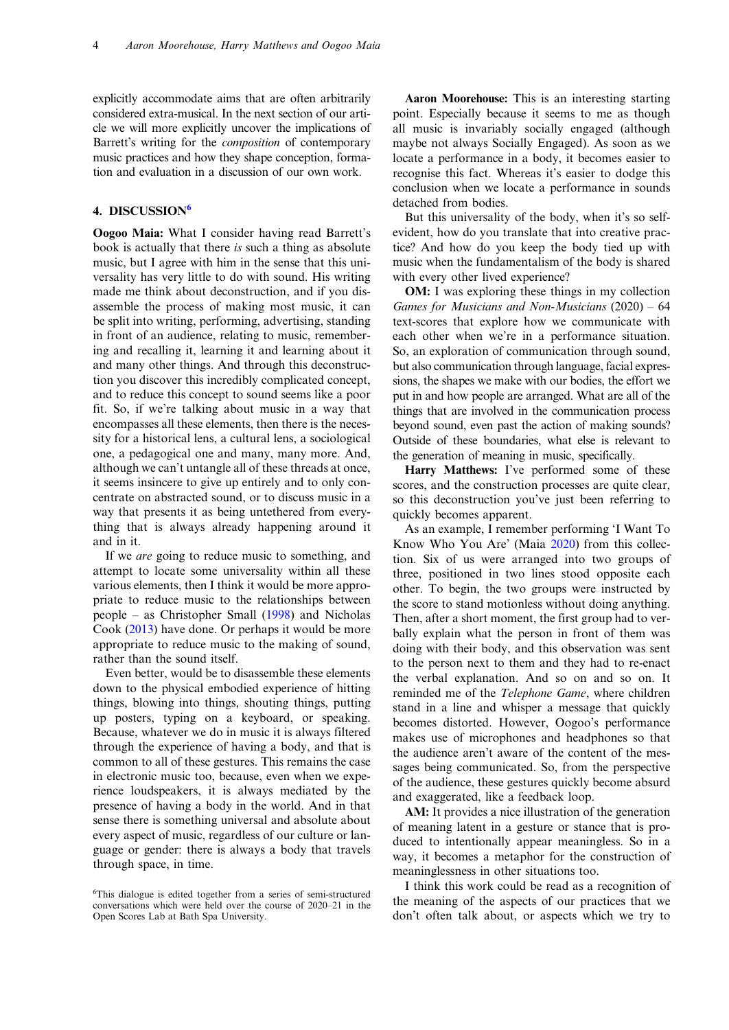explicitly accommodate aims that are often arbitrarily considered extra-musical. In the next section of our article we will more explicitly uncover the implications of Barrett's writing for the *composition* of contemporary music practices and how they shape conception, formation and evaluation in a discussion of our own work.

## 4. DISCUSSION[6]

**Oogoo Maia:** What I consider having read Barrett's book is actually that there *is* such a thing as absolute music, but I agree with him in the sense that this universality has very little to do with sound. His writing made me think about deconstruction, and if you disassemble the process of making most music, it can be split into writing, performing, advertising, standing in front of an audience, relating to music, remembering and recalling it, learning it and learning about it and many other things. And through this deconstruction you discover this incredibly complicated concept, and to reduce this concept to sound seems like a poor fit. So, if we're talking about music in a way that encompasses all these elements, then there is the necessity for a historical lens, a cultural lens, a sociological one, a pedagogical one and many, many more. And, although we can't untangle all of these threads at once, it seems insincere to give up entirely and to only concentrate on abstracted sound, or to discuss music in a way that presents it as being untethered from everything that is always already happening around it and in it.

If we *are* going to reduce music to something, and attempt to locate some universality within all these various elements, then I think it would be more appropriate to reduce music to the relationships between people – as Christopher Small (1998) and Nicholas Cook (2013) have done. Or perhaps it would be more appropriate to reduce music to the making of sound, rather than the sound itself.

Even better, would be to disassemble these elements down to the physical embodied experience of hitting things, blowing into things, shouting things, putting up posters, typing on a keyboard, or speaking. Because, whatever we do in music it is always filtered through the experience of having a body, and that is common to all of these gestures. This remains the case in electronic music too, because, even when we experience loudspeakers, it is always mediated by the presence of having a body in the world. And in that sense there is something universal and absolute about every aspect of music, regardless of our culture or language or gender: there is always a body that travels through space, in time.

[6]This dialogue is edited together from a series of semi-structured conversations which were held over the course of 2020–21 in the Open Scores Lab at Bath Spa University.

**Aaron Moorehouse:** This is an interesting starting point. Especially because it seems to me as though all music is invariably socially engaged (although maybe not always Socially Engaged). As soon as we locate a performance in a body, it becomes easier to recognise this fact. Whereas it's easier to dodge this conclusion when we locate a performance in sounds detached from bodies.

But this universality of the body, when it's so self-evident, how do you translate that into creative practice? And how do you keep the body tied up with music when the fundamentalism of the body is shared with every other lived experience?

**OM:** I was exploring these things in my collection *Games for Musicians and Non-Musicians* (2020) – 64 text-scores that explore how we communicate with each other when we're in a performance situation. So, an exploration of communication through sound, but also communication through language, facial expressions, the shapes we make with our bodies, the effort we put in and how people are arranged. What are all of the things that are involved in the communication process beyond sound, even past the action of making sounds? Outside of these boundaries, what else is relevant to the generation of meaning in music, specifically.

**Harry Matthews:** I've performed some of these scores, and the construction processes are quite clear, so this deconstruction you've just been referring to quickly becomes apparent.

As an example, I remember performing 'I Want To Know Who You Are' (Maia 2020) from this collection. Six of us were arranged into two groups of three, positioned in two lines stood opposite each other. To begin, the two groups were instructed by the score to stand motionless without doing anything. Then, after a short moment, the first group had to verbally explain what the person in front of them was doing with their body, and this observation was sent to the person next to them and they had to re-enact the verbal explanation. And so on and so on. It reminded me of the *Telephone Game*, where children stand in a line and whisper a message that quickly becomes distorted. However, Oogoo's performance makes use of microphones and headphones so that the audience aren't aware of the content of the messages being communicated. So, from the perspective of the audience, these gestures quickly become absurd and exaggerated, like a feedback loop.

**AM:** It provides a nice illustration of the generation of meaning latent in a gesture or stance that is produced to intentionally appear meaningless. So in a way, it becomes a metaphor for the construction of meaninglessness in other situations too.

I think this work could be read as a recognition of the meaning of the aspects of our practices that we don't often talk about, or aspects which we try to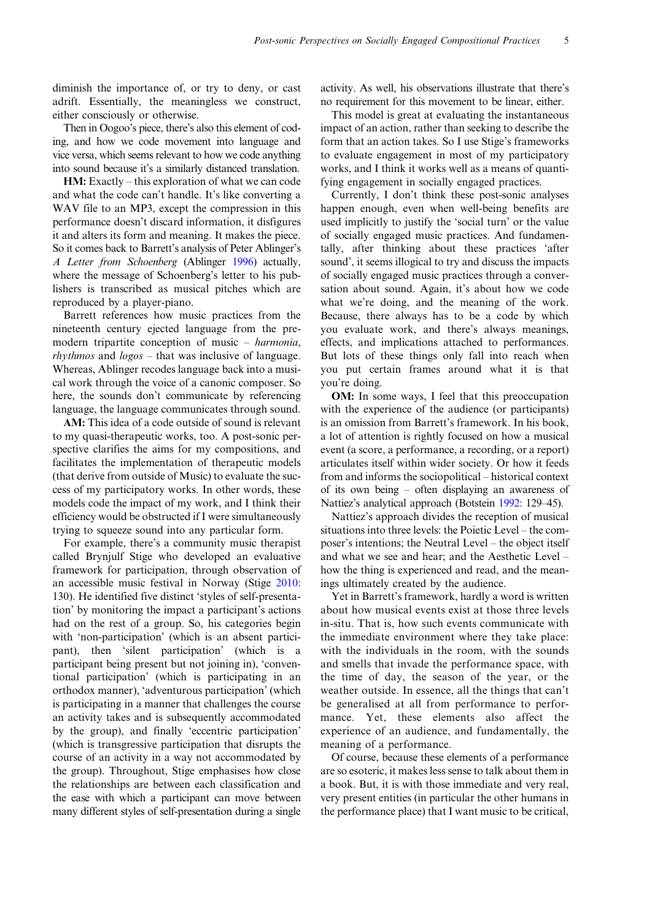diminish the importance of, or try to deny, or cast adrift. Essentially, the meaningless we construct, either consciously or otherwise.

Then in Oogoo's piece, there's also this element of coding, and how we code movement into language and vice versa, which seems relevant to how we code anything into sound because it's a similarly distanced translation.

**HM:** Exactly – this exploration of what we can code and what the code can't handle. It's like converting a WAV file to an MP3, except the compression in this performance doesn't discard information, it disfigures it and alters its form and meaning. It makes the piece. So it comes back to Barrett's analysis of Peter Ablinger's *A Letter from Schoenberg* (Ablinger 1996) actually, where the message of Schoenberg's letter to his publishers is transcribed as musical pitches which are reproduced by a player-piano.

Barrett references how music practices from the nineteenth century ejected language from the pre-modern tripartite conception of music – *harmonia*, *rhythmos* and *logos* – that was inclusive of language. Whereas, Ablinger recodes language back into a musical work through the voice of a canonic composer. So here, the sounds don't communicate by referencing language, the language communicates through sound.

**AM:** This idea of a code outside of sound is relevant to my quasi-therapeutic works, too. A post-sonic perspective clarifies the aims for my compositions, and facilitates the implementation of therapeutic models (that derive from outside of Music) to evaluate the success of my participatory works. In other words, these models code the impact of my work, and I think their efficiency would be obstructed if I were simultaneously trying to squeeze sound into any particular form.

For example, there's a community music therapist called Brynjulf Stige who developed an evaluative framework for participation, through observation of an accessible music festival in Norway (Stige 2010: 130). He identified five distinct 'styles of self-presentation' by monitoring the impact a participant's actions had on the rest of a group. So, his categories begin with 'non-participation' (which is an absent participant), then 'silent participation' (which is a participant being present but not joining in), 'conventional participation' (which is participating in an orthodox manner), 'adventurous participation' (which is participating in a manner that challenges the course an activity takes and is subsequently accommodated by the group), and finally 'eccentric participation' (which is transgressive participation that disrupts the course of an activity in a way not accommodated by the group). Throughout, Stige emphasises how close the relationships are between each classification and the ease with which a participant can move between many different styles of self-presentation during a single activity. As well, his observations illustrate that there's no requirement for this movement to be linear, either.

This model is great at evaluating the instantaneous impact of an action, rather than seeking to describe the form that an action takes. So I use Stige's frameworks to evaluate engagement in most of my participatory works, and I think it works well as a means of quantifying engagement in socially engaged practices.

Currently, I don't think these post-sonic analyses happen enough, even when well-being benefits are used implicitly to justify the 'social turn' or the value of socially engaged music practices. And fundamentally, after thinking about these practices 'after sound', it seems illogical to try and discuss the impacts of socially engaged music practices through a conversation about sound. Again, it's about how we code what we're doing, and the meaning of the work. Because, there always has to be a code by which you evaluate work, and there's always meanings, effects, and implications attached to performances. But lots of these things only fall into reach when you put certain frames around what it is that you're doing.

**OM:** In some ways, I feel that this preoccupation with the experience of the audience (or participants) is an omission from Barrett's framework. In his book, a lot of attention is rightly focused on how a musical event (a score, a performance, a recording, or a report) articulates itself within wider society. Or how it feeds from and informs the sociopolitical – historical context of its own being – often displaying an awareness of Nattiez's analytical approach (Botstein 1992: 129–45).

Nattiez's approach divides the reception of musical situations into three levels: the Poietic Level – the composer's intentions; the Neutral Level – the object itself and what we see and hear; and the Aesthetic Level – how the thing is experienced and read, and the meanings ultimately created by the audience.

Yet in Barrett's framework, hardly a word is written about how musical events exist at those three levels in-situ. That is, how such events communicate with the immediate environment where they take place: with the individuals in the room, with the sounds and smells that invade the performance space, with the time of day, the season of the year, or the weather outside. In essence, all the things that can't be generalised at all from performance to performance. Yet, these elements also affect the experience of an audience, and fundamentally, the meaning of a performance.

Of course, because these elements of a performance are so esoteric, it makes less sense to talk about them in a book. But, it is with those immediate and very real, very present entities (in particular the other humans in the performance place) that I want music to be critical,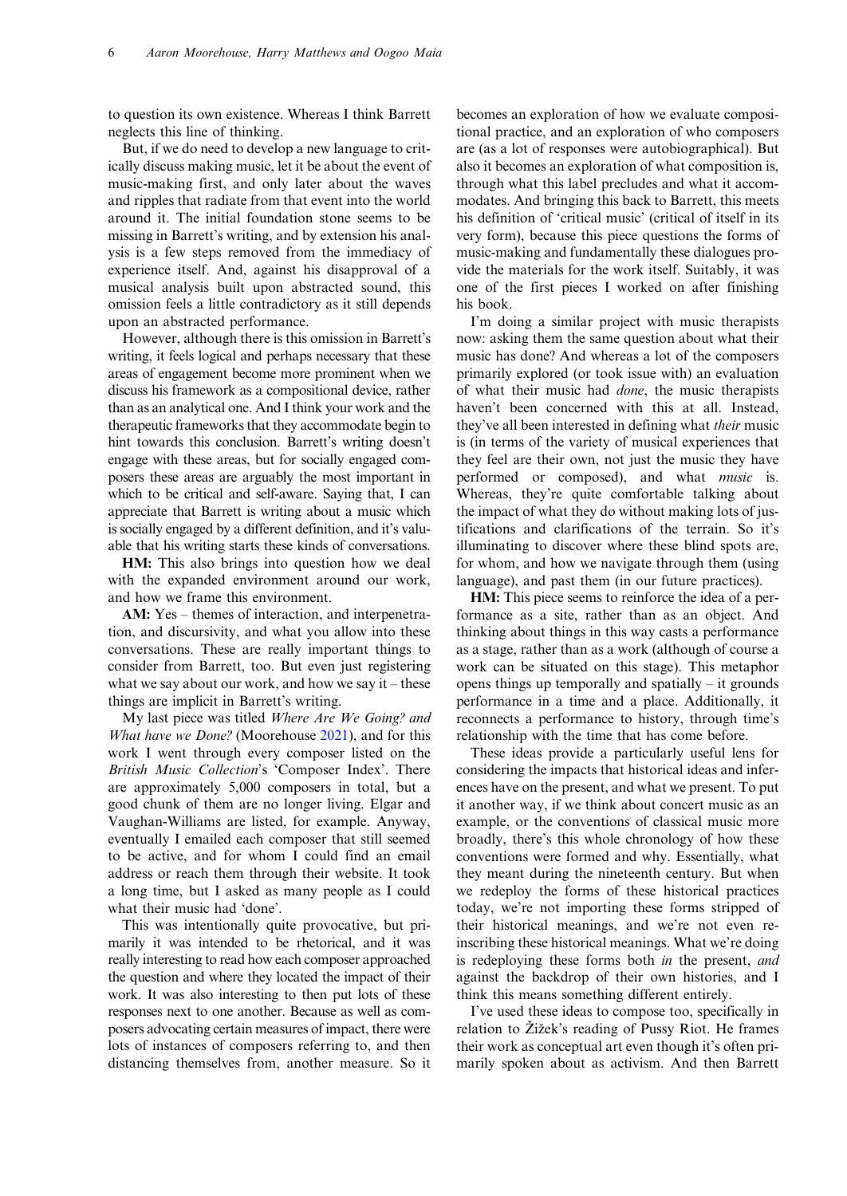to question its own existence. Whereas I think Barrett neglects this line of thinking.

But, if we do need to develop a new language to critically discuss making music, let it be about the event of music-making first, and only later about the waves and ripples that radiate from that event into the world around it. The initial foundation stone seems to be missing in Barrett's writing, and by extension his analysis is a few steps removed from the immediacy of experience itself. And, against his disapproval of a musical analysis built upon abstracted sound, this omission feels a little contradictory as it still depends upon an abstracted performance.

However, although there is this omission in Barrett's writing, it feels logical and perhaps necessary that these areas of engagement become more prominent when we discuss his framework as a compositional device, rather than as an analytical one. And I think your work and the therapeutic frameworks that they accommodate begin to hint towards this conclusion. Barrett's writing doesn't engage with these areas, but for socially engaged composers these areas are arguably the most important in which to be critical and self-aware. Saying that, I can appreciate that Barrett is writing about a music which is socially engaged by a different definition, and it's valuable that his writing starts these kinds of conversations.

**HM:** This also brings into question how we deal with the expanded environment around our work, and how we frame this environment.

**AM:** Yes – themes of interaction, and interpenetration, and discursivity, and what you allow into these conversations. These are really important things to consider from Barrett, too. But even just registering what we say about our work, and how we say it – these things are implicit in Barrett's writing.

My last piece was titled *Where Are We Going? and What have we Done?* (Moorehouse 2021), and for this work I went through every composer listed on the *British Music Collection*'s 'Composer Index'. There are approximately 5,000 composers in total, but a good chunk of them are no longer living. Elgar and Vaughan-Williams are listed, for example. Anyway, eventually I emailed each composer that still seemed to be active, and for whom I could find an email address or reach them through their website. It took a long time, but I asked as many people as I could what their music had 'done'.

This was intentionally quite provocative, but primarily it was intended to be rhetorical, and it was really interesting to read how each composer approached the question and where they located the impact of their work. It was also interesting to then put lots of these responses next to one another. Because as well as composers advocating certain measures of impact, there were lots of instances of composers referring to, and then distancing themselves from, another measure. So it becomes an exploration of how we evaluate compositional practice, and an exploration of who composers are (as a lot of responses were autobiographical). But also it becomes an exploration of what composition is, through what this label precludes and what it accommodates. And bringing this back to Barrett, this meets his definition of 'critical music' (critical of itself in its very form), because this piece questions the forms of music-making and fundamentally these dialogues provide the materials for the work itself. Suitably, it was one of the first pieces I worked on after finishing his book.

I'm doing a similar project with music therapists now: asking them the same question about what their music has done? And whereas a lot of the composers primarily explored (or took issue with) an evaluation of what their music had *done*, the music therapists haven't been concerned with this at all. Instead, they've all been interested in defining what *their* music is (in terms of the variety of musical experiences that they feel are their own, not just the music they have performed or composed), and what *music* is. Whereas, they're quite comfortable talking about the impact of what they do without making lots of justifications and clarifications of the terrain. So it's illuminating to discover where these blind spots are, for whom, and how we navigate through them (using language), and past them (in our future practices).

**HM:** This piece seems to reinforce the idea of a performance as a site, rather than as an object. And thinking about things in this way casts a performance as a stage, rather than as a work (although of course a work can be situated on this stage). This metaphor opens things up temporally and spatially – it grounds performance in a time and a place. Additionally, it reconnects a performance to history, through time's relationship with the time that has come before.

These ideas provide a particularly useful lens for considering the impacts that historical ideas and inferences have on the present, and what we present. To put it another way, if we think about concert music as an example, or the conventions of classical music more broadly, there's this whole chronology of how these conventions were formed and why. Essentially, what they meant during the nineteenth century. But when we redeploy the forms of these historical practices today, we're not importing these forms stripped of their historical meanings, and we're not even re-inscribing these historical meanings. What we're doing is redeploying these forms both *in* the present, *and* against the backdrop of their own histories, and I think this means something different entirely.

I've used these ideas to compose too, specifically in relation to Žižek's reading of Pussy Riot. He frames their work as conceptual art even though it's often primarily spoken about as activism. And then Barrett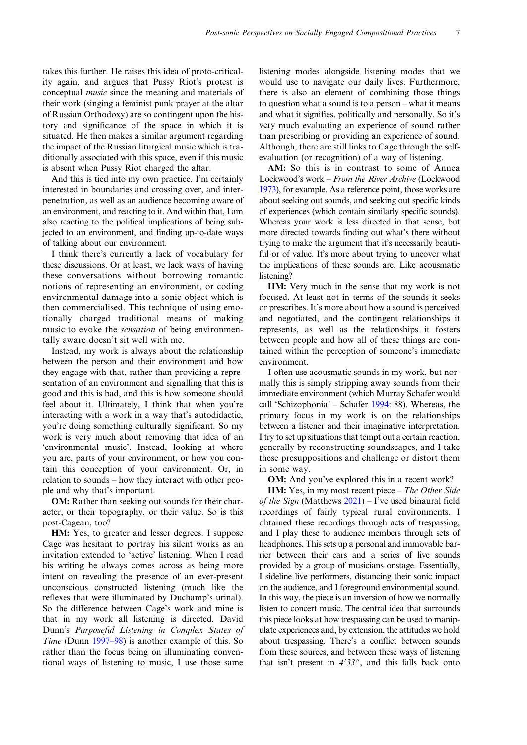takes this further. He raises this idea of proto-criticality again, and argues that Pussy Riot's protest is conceptual *music* since the meaning and materials of their work (singing a feminist punk prayer at the altar of Russian Orthodoxy) are so contingent upon the history and significance of the space in which it is situated. He then makes a similar argument regarding the impact of the Russian liturgical music which is traditionally associated with this space, even if this music is absent when Pussy Riot charged the altar.

And this is tied into my own practice. I'm certainly interested in boundaries and crossing over, and interpenetration, as well as an audience becoming aware of an environment, and reacting to it. And within that, I am also reacting to the political implications of being subjected to an environment, and finding up-to-date ways of talking about our environment.

I think there's currently a lack of vocabulary for these discussions. Or at least, we lack ways of having these conversations without borrowing romantic notions of representing an environment, or coding environmental damage into a sonic object which is then commercialised. This technique of using emotionally charged traditional means of making music to evoke the *sensation* of being environmentally aware doesn't sit well with me.

Instead, my work is always about the relationship between the person and their environment and how they engage with that, rather than providing a representation of an environment and signalling that this is good and this is bad, and this is how someone should feel about it. Ultimately, I think that when you're interacting with a work in a way that's autodidactic, you're doing something culturally significant. So my work is very much about removing that idea of an 'environmental music'. Instead, looking at where you are, parts of your environment, or how you contain this conception of your environment. Or, in relation to sounds – how they interact with other people and why that's important.

**OM:** Rather than seeking out sounds for their character, or their topography, or their value. So is this post-Cagean, too?

**HM:** Yes, to greater and lesser degrees. I suppose Cage was hesitant to portray his silent works as an invitation extended to 'active' listening. When I read his writing he always comes across as being more intent on revealing the presence of an ever-present unconscious constructed listening (much like the reflexes that were illuminated by Duchamp's urinal). So the difference between Cage's work and mine is that in my work all listening is directed. David Dunn's *Purposeful Listening in Complex States of Time* (Dunn 1997–98) is another example of this. So rather than the focus being on illuminating conventional ways of listening to music, I use those same listening modes alongside listening modes that we would use to navigate our daily lives. Furthermore, there is also an element of combining those things to question what a sound is to a person – what it means and what it signifies, politically and personally. So it's very much evaluating an experience of sound rather than prescribing or providing an experience of sound. Although, there are still links to Cage through the self-evaluation (or recognition) of a way of listening.

**AM:** So this is in contrast to some of Annea Lockwood's work – *From the River Archive* (Lockwood 1973), for example. As a reference point, those works are about seeking out sounds, and seeking out specific kinds of experiences (which contain similarly specific sounds). Whereas your work is less directed in that sense, but more directed towards finding out what's there without trying to make the argument that it's necessarily beautiful or of value. It's more about trying to uncover what the implications of these sounds are. Like acousmatic listening?

**HM:** Very much in the sense that my work is not focused. At least not in terms of the sounds it seeks or prescribes. It's more about how a sound is perceived and negotiated, and the contingent relationships it represents, as well as the relationships it fosters between people and how all of these things are contained within the perception of someone's immediate environment.

I often use acousmatic sounds in my work, but normally this is simply stripping away sounds from their immediate environment (which Murray Schafer would call 'Schizophonia' – Schafer 1994: 88). Whereas, the primary focus in my work is on the relationships between a listener and their imaginative interpretation. I try to set up situations that tempt out a certain reaction, generally by reconstructing soundscapes, and I take these presuppositions and challenge or distort them in some way.

**OM:** And you've explored this in a recent work?

**HM:** Yes, in my most recent piece – *The Other Side of the Sign* (Matthews 2021) – I've used binaural field recordings of fairly typical rural environments. I obtained these recordings through acts of trespassing, and I play these to audience members through sets of headphones. This sets up a personal and immovable barrier between their ears and a series of live sounds provided by a group of musicians onstage. Essentially, I sideline live performers, distancing their sonic impact on the audience, and I foreground environmental sound. In this way, the piece is an inversion of how we normally listen to concert music. The central idea that surrounds this piece looks at how trespassing can be used to manipulate experiences and, by extension, the attitudes we hold about trespassing. There's a conflict between sounds from these sources, and between these ways of listening that isn't present in *4′33″*, and this falls back onto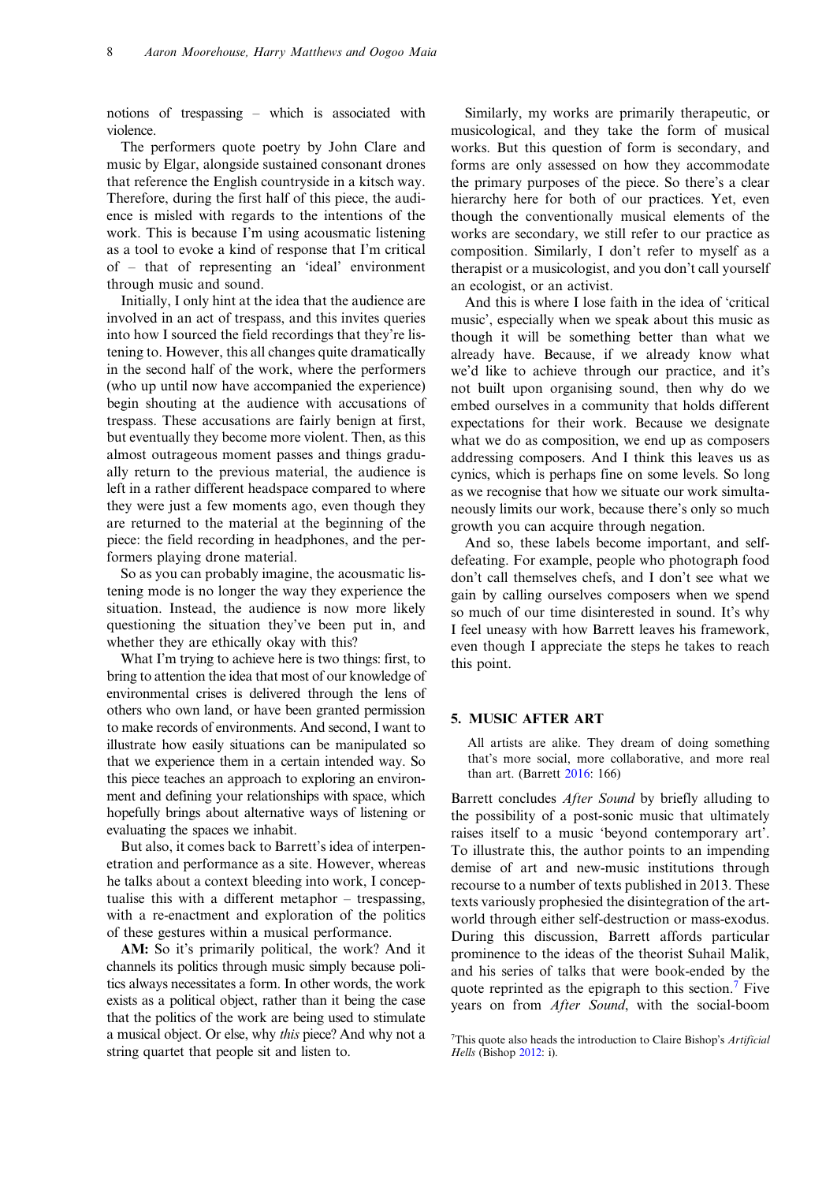notions of trespassing – which is associated with violence.

The performers quote poetry by John Clare and music by Elgar, alongside sustained consonant drones that reference the English countryside in a kitsch way. Therefore, during the first half of this piece, the audience is misled with regards to the intentions of the work. This is because I'm using acousmatic listening as a tool to evoke a kind of response that I'm critical of – that of representing an 'ideal' environment through music and sound.

Initially, I only hint at the idea that the audience are involved in an act of trespass, and this invites queries into how I sourced the field recordings that they're listening to. However, this all changes quite dramatically in the second half of the work, where the performers (who up until now have accompanied the experience) begin shouting at the audience with accusations of trespass. These accusations are fairly benign at first, but eventually they become more violent. Then, as this almost outrageous moment passes and things gradually return to the previous material, the audience is left in a rather different headspace compared to where they were just a few moments ago, even though they are returned to the material at the beginning of the piece: the field recording in headphones, and the performers playing drone material.

So as you can probably imagine, the acousmatic listening mode is no longer the way they experience the situation. Instead, the audience is now more likely questioning the situation they've been put in, and whether they are ethically okay with this?

What I'm trying to achieve here is two things: first, to bring to attention the idea that most of our knowledge of environmental crises is delivered through the lens of others who own land, or have been granted permission to make records of environments. And second, I want to illustrate how easily situations can be manipulated so that we experience them in a certain intended way. So this piece teaches an approach to exploring an environment and defining your relationships with space, which hopefully brings about alternative ways of listening or evaluating the spaces we inhabit.

But also, it comes back to Barrett's idea of interpenetration and performance as a site. However, whereas he talks about a context bleeding into work, I conceptualise this with a different metaphor – trespassing, with a re-enactment and exploration of the politics of these gestures within a musical performance.

**AM:** So it's primarily political, the work? And it channels its politics through music simply because politics always necessitates a form. In other words, the work exists as a political object, rather than it being the case that the politics of the work are being used to stimulate a musical object. Or else, why *this* piece? And why not a string quartet that people sit and listen to.

Similarly, my works are primarily therapeutic, or musicological, and they take the form of musical works. But this question of form is secondary, and forms are only assessed on how they accommodate the primary purposes of the piece. So there's a clear hierarchy here for both of our practices. Yet, even though the conventionally musical elements of the works are secondary, we still refer to our practice as composition. Similarly, I don't refer to myself as a therapist or a musicologist, and you don't call yourself an ecologist, or an activist.

And this is where I lose faith in the idea of 'critical music', especially when we speak about this music as though it will be something better than what we already have. Because, if we already know what we'd like to achieve through our practice, and it's not built upon organising sound, then why do we embed ourselves in a community that holds different expectations for their work. Because we designate what we do as composition, we end up as composers addressing composers. And I think this leaves us as cynics, which is perhaps fine on some levels. So long as we recognise that how we situate our work simultaneously limits our work, because there's only so much growth you can acquire through negation.

And so, these labels become important, and self-defeating. For example, people who photograph food don't call themselves chefs, and I don't see what we gain by calling ourselves composers when we spend so much of our time disinterested in sound. It's why I feel uneasy with how Barrett leaves his framework, even though I appreciate the steps he takes to reach this point.

## 5. MUSIC AFTER ART

> All artists are alike. They dream of doing something that's more social, more collaborative, and more real than art. (Barrett 2016: 166)

Barrett concludes *After Sound* by briefly alluding to the possibility of a post-sonic music that ultimately raises itself to a music 'beyond contemporary art'. To illustrate this, the author points to an impending demise of art and new-music institutions through recourse to a number of texts published in 2013. These texts variously prophesied the disintegration of the art-world through either self-destruction or mass-exodus. During this discussion, Barrett affords particular prominence to the ideas of the theorist Suhail Malik, and his series of talks that were book-ended by the quote reprinted as the epigraph to this section.[7] Five years on from *After Sound*, with the social-boom

[7] This quote also heads the introduction to Claire Bishop's *Artificial Hells* (Bishop 2012: i).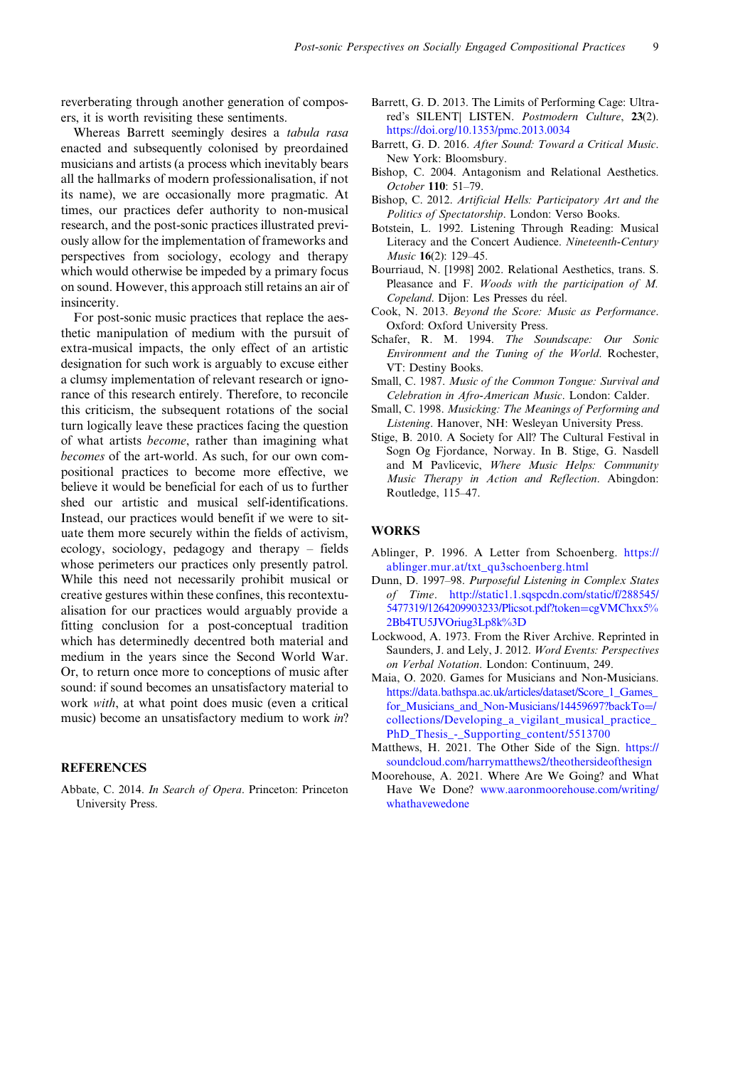reverberating through another generation of composers, it is worth revisiting these sentiments.

Whereas Barrett seemingly desires a *tabula rasa* enacted and subsequently colonised by preordained musicians and artists (a process which inevitably bears all the hallmarks of modern professionalisation, if not its name), we are occasionally more pragmatic. At times, our practices defer authority to non-musical research, and the post-sonic practices illustrated previously allow for the implementation of frameworks and perspectives from sociology, ecology and therapy which would otherwise be impeded by a primary focus on sound. However, this approach still retains an air of insincerity.

For post-sonic music practices that replace the aesthetic manipulation of medium with the pursuit of extra-musical impacts, the only effect of an artistic designation for such work is arguably to excuse either a clumsy implementation of relevant research or ignorance of this research entirely. Therefore, to reconcile this criticism, the subsequent rotations of the social turn logically leave these practices facing the question of what artists *become*, rather than imagining what *becomes* of the art-world. As such, for our own compositional practices to become more effective, we believe it would be beneficial for each of us to further shed our artistic and musical self-identifications. Instead, our practices would benefit if we were to situate them more securely within the fields of activism, ecology, sociology, pedagogy and therapy – fields whose perimeters our practices only presently patrol. While this need not necessarily prohibit musical or creative gestures within these confines, this recontextualisation for our practices would arguably provide a fitting conclusion for a post-conceptual tradition which has determinedly decentred both material and medium in the years since the Second World War. Or, to return once more to conceptions of music after sound: if sound becomes an unsatisfactory material to work *with*, at what point does music (even a critical music) become an unsatisfactory medium to work *in*?

## REFERENCES

Abbate, C. 2014. *In Search of Opera*. Princeton: Princeton University Press.

Barrett, G. D. 2013. The Limits of Performing Cage: Ultra-red's SILENT| LISTEN. *Postmodern Culture*, **23**(2). https://doi.org/10.1353/pmc.2013.0034

Barrett, G. D. 2016. *After Sound: Toward a Critical Music*. New York: Bloomsbury.

Bishop, C. 2004. Antagonism and Relational Aesthetics. *October* **110**: 51–79.

Bishop, C. 2012. *Artificial Hells: Participatory Art and the Politics of Spectatorship*. London: Verso Books.

Botstein, L. 1992. Listening Through Reading: Musical Literacy and the Concert Audience. *Nineteenth-Century Music* **16**(2): 129–45.

Bourriaud, N. [1998] 2002. Relational Aesthetics, trans. S. Pleasance and F. *Woods with the participation of M. Copeland*. Dijon: Les Presses du réel.

Cook, N. 2013. *Beyond the Score: Music as Performance*. Oxford: Oxford University Press.

Schafer, R. M. 1994. *The Soundscape: Our Sonic Environment and the Tuning of the World*. Rochester, VT: Destiny Books.

Small, C. 1987. *Music of the Common Tongue: Survival and Celebration in Afro-American Music*. London: Calder.

Small, C. 1998. *Musicking: The Meanings of Performing and Listening*. Hanover, NH: Wesleyan University Press.

Stige, B. 2010. A Society for All? The Cultural Festival in Sogn Og Fjordance, Norway. In B. Stige, G. Nasdell and M Pavlicevic, *Where Music Helps: Community Music Therapy in Action and Reflection*. Abingdon: Routledge, 115–47.

## WORKS

Ablinger, P. 1996. A Letter from Schoenberg. https://ablinger.mur.at/txt_qu3schoenberg.html

Dunn, D. 1997–98. *Purposeful Listening in Complex States of Time*. http://static1.1.sqspcdn.com/static/f/288545/5477319/1264209903233/Plicsot.pdf?token=cgVMChxx5%2Bb4TU5JVOriug3Lp8k%3D

Lockwood, A. 1973. From the River Archive. Reprinted in Saunders, J. and Lely, J. 2012. *Word Events: Perspectives on Verbal Notation*. London: Continuum, 249.

Maia, O. 2020. Games for Musicians and Non-Musicians. https://data.bathspa.ac.uk/articles/dataset/Score_1_Games_for_Musicians_and_Non-Musicians/14459697?backTo=/collections/Developing_a_vigilant_musical_practice_PhD_Thesis_-_Supporting_content/5513700

Matthews, H. 2021. The Other Side of the Sign. https://soundcloud.com/harrymatthews2/theothersideofthesign

Moorehouse, A. 2021. Where Are We Going? and What Have We Done? www.aaronmoorehouse.com/writing/whathavewedone